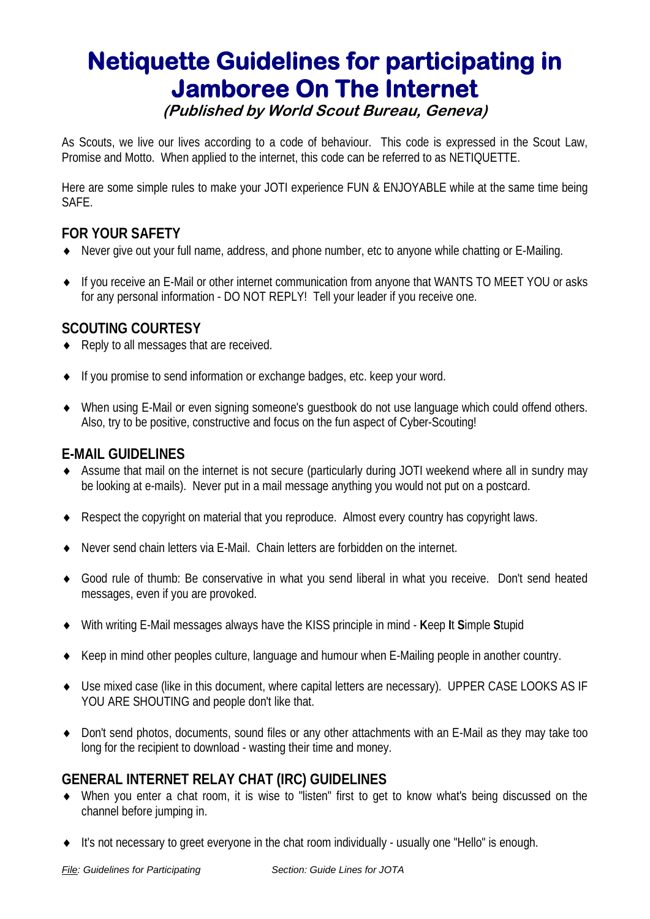# Netiquette Guidelines for participating in Jamboree On The Internet

***(Published by World Scout Bureau, Geneva)***

As Scouts, we live our lives according to a code of behaviour. This code is expressed in the Scout Law, Promise and Motto. When applied to the internet, this code can be referred to as NETIQUETTE.

Here are some simple rules to make your JOTI experience FUN & ENJOYABLE while at the same time being SAFE.

## FOR YOUR SAFETY

- Never give out your full name, address, and phone number, etc to anyone while chatting or E-Mailing.
- If you receive an E-Mail or other internet communication from anyone that WANTS TO MEET YOU or asks for any personal information - DO NOT REPLY! Tell your leader if you receive one.

## SCOUTING COURTESY

- Reply to all messages that are received.
- If you promise to send information or exchange badges, etc. keep your word.
- When using E-Mail or even signing someone's guestbook do not use language which could offend others. Also, try to be positive, constructive and focus on the fun aspect of Cyber-Scouting!

## E-MAIL GUIDELINES

- Assume that mail on the internet is not secure (particularly during JOTI weekend where all in sundry may be looking at e-mails). Never put in a mail message anything you would not put on a postcard.
- Respect the copyright on material that you reproduce. Almost every country has copyright laws.
- Never send chain letters via E-Mail. Chain letters are forbidden on the internet.
- Good rule of thumb: Be conservative in what you send liberal in what you receive. Don't send heated messages, even if you are provoked.
- With writing E-Mail messages always have the KISS principle in mind - **K**eep **I**t **S**imple **S**tupid
- Keep in mind other peoples culture, language and humour when E-Mailing people in another country.
- Use mixed case (like in this document, where capital letters are necessary). UPPER CASE LOOKS AS IF YOU ARE SHOUTING and people don't like that.
- Don't send photos, documents, sound files or any other attachments with an E-Mail as they may take too long for the recipient to download - wasting their time and money.

## GENERAL INTERNET RELAY CHAT (IRC) GUIDELINES

- When you enter a chat room, it is wise to "listen" first to get to know what's being discussed on the channel before jumping in.
- It's not necessary to greet everyone in the chat room individually - usually one "Hello" is enough.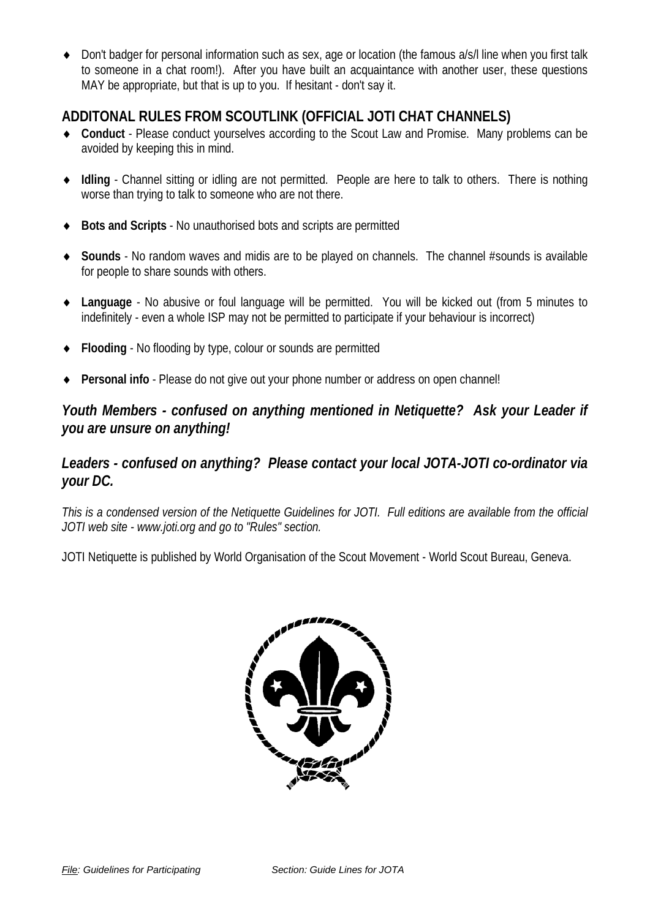- Don't badger for personal information such as sex, age or location (the famous a/s/l line when you first talk to someone in a chat room!). After you have built an acquaintance with another user, these questions MAY be appropriate, but that is up to you. If hesitant - don't say it.

## ADDITONAL RULES FROM SCOUTLINK (OFFICIAL JOTI CHAT CHANNELS)

- **Conduct** - Please conduct yourselves according to the Scout Law and Promise. Many problems can be avoided by keeping this in mind.
- **Idling** - Channel sitting or idling are not permitted. People are here to talk to others. There is nothing worse than trying to talk to someone who are not there.
- **Bots and Scripts** - No unauthorised bots and scripts are permitted
- **Sounds** - No random waves and midis are to be played on channels. The channel #sounds is available for people to share sounds with others.
- **Language** - No abusive or foul language will be permitted. You will be kicked out (from 5 minutes to indefinitely - even a whole ISP may not be permitted to participate if your behaviour is incorrect)
- **Flooding** - No flooding by type, colour or sounds are permitted
- **Personal info** - Please do not give out your phone number or address on open channel!

***Youth Members - confused on anything mentioned in Netiquette? Ask your Leader if you are unsure on anything!***

***Leaders - confused on anything? Please contact your local JOTA-JOTI co-ordinator via your DC.***

*This is a condensed version of the Netiquette Guidelines for JOTI. Full editions are available from the official JOTI web site - www.joti.org and go to "Rules" section.*

JOTI Netiquette is published by World Organisation of the Scout Movement - World Scout Bureau, Geneva.